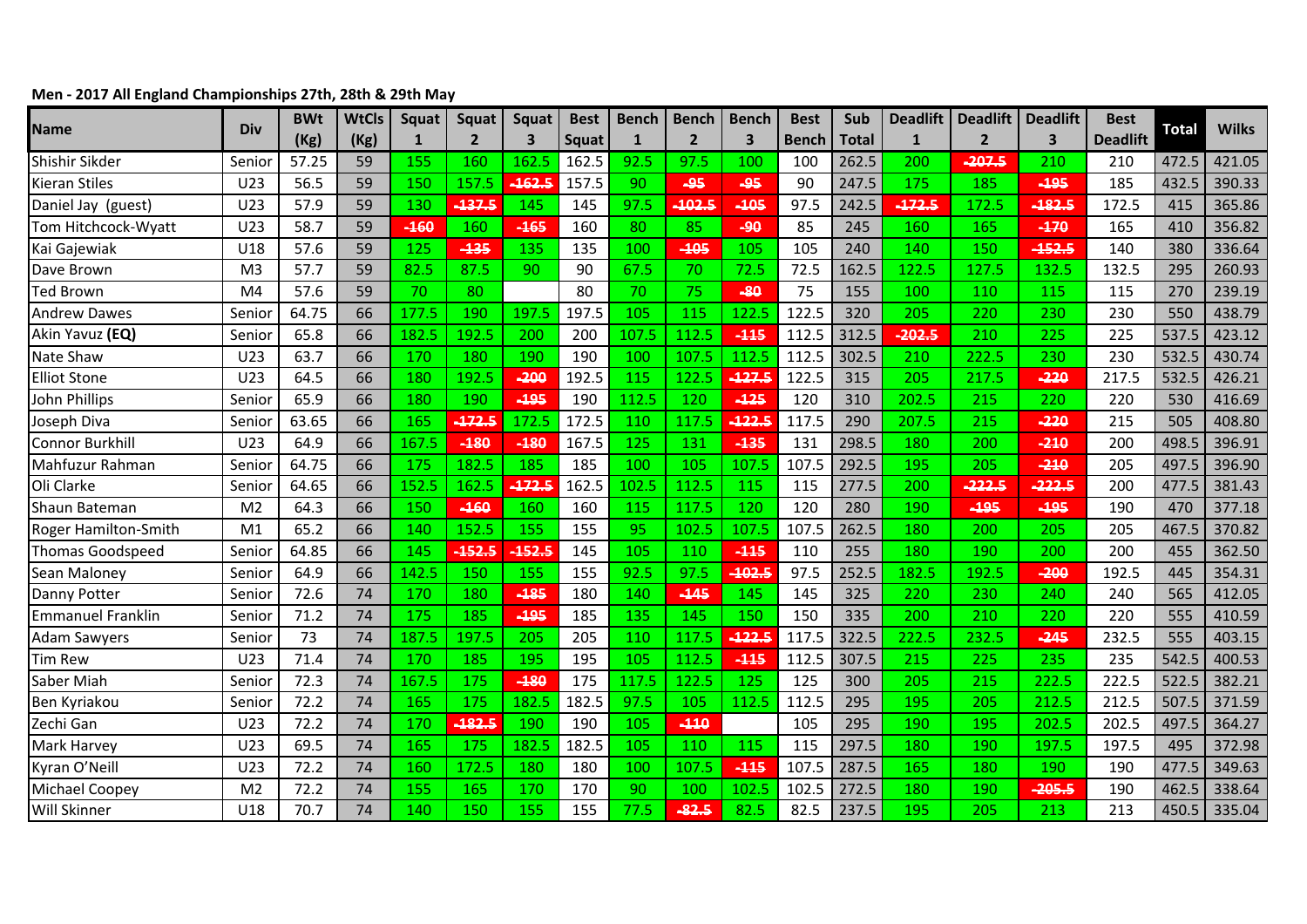**Men - 2017 All England Championships 27th, 28th & 29th May**

| Name | Div | BWt (Kg) | WtCls (Kg) | Squat 1 | Squat 2 | Squat 3 | Best Squat | Bench 1 | Bench 2 | Bench 3 | Best Bench | Sub Total | Deadlift 1 | Deadlift 2 | Deadlift 3 | Best Deadlift | Total | Wilks |
|---|---|---|---|---|---|---|---|---|---|---|---|---|---|---|---|---|---|---|
| Shishir Sikder | Senior | 57.25 | 59 | 155 | 160 | 162.5 | 162.5 | 92.5 | 97.5 | 100 | 100 | 262.5 | 200 | ~~207.5~~ | 210 | 210 | 472.5 | 421.05 |
| Kieran Stiles | U23 | 56.5 | 59 | 150 | 157.5 | ~~162.5~~ | 157.5 | 90 | ~~95~~ | ~~95~~ | 90 | 247.5 | 175 | 185 | ~~195~~ | 185 | 432.5 | 390.33 |
| Daniel Jay (guest) | U23 | 57.9 | 59 | 130 | ~~137.5~~ | 145 | 145 | 97.5 | ~~102.5~~ | ~~105~~ | 97.5 | 242.5 | ~~172.5~~ | 172.5 | ~~182.5~~ | 172.5 | 415 | 365.86 |
| Tom Hitchcock-Wyatt | U23 | 58.7 | 59 | ~~160~~ | 160 | ~~165~~ | 160 | 80 | 85 | ~~90~~ | 85 | 245 | 160 | 165 | ~~170~~ | 165 | 410 | 356.82 |
| Kai Gajewiak | U18 | 57.6 | 59 | 125 | ~~135~~ | 135 | 135 | 100 | ~~105~~ | 105 | 105 | 240 | 140 | 150 | ~~152.5~~ | 140 | 380 | 336.64 |
| Dave Brown | M3 | 57.7 | 59 | 82.5 | 87.5 | 90 | 90 | 67.5 | 70 | 72.5 | 72.5 | 162.5 | 122.5 | 127.5 | 132.5 | 132.5 | 295 | 260.93 |
| Ted Brown | M4 | 57.6 | 59 | 70 | 80 | | 80 | 70 | 75 | ~~80~~ | 75 | 155 | 100 | 110 | 115 | 115 | 270 | 239.19 |
| Andrew Dawes | Senior | 64.75 | 66 | 177.5 | 190 | 197.5 | 197.5 | 105 | 115 | 122.5 | 122.5 | 320 | 205 | 220 | 230 | 230 | 550 | 438.79 |
| Akin Yavuz **(EQ)** | Senior | 65.8 | 66 | 182.5 | 192.5 | 200 | 200 | 107.5 | 112.5 | ~~115~~ | 112.5 | 312.5 | ~~202.5~~ | 210 | 225 | 225 | 537.5 | 423.12 |
| Nate Shaw | U23 | 63.7 | 66 | 170 | 180 | 190 | 190 | 100 | 107.5 | 112.5 | 112.5 | 302.5 | 210 | 222.5 | 230 | 230 | 532.5 | 430.74 |
| Elliot Stone | U23 | 64.5 | 66 | 180 | 192.5 | ~~200~~ | 192.5 | 115 | 122.5 | ~~127.5~~ | 122.5 | 315 | 205 | 217.5 | ~~220~~ | 217.5 | 532.5 | 426.21 |
| John Phillips | Senior | 65.9 | 66 | 180 | 190 | ~~195~~ | 190 | 112.5 | 120 | ~~125~~ | 120 | 310 | 202.5 | 215 | 220 | 220 | 530 | 416.69 |
| Joseph Diva | Senior | 63.65 | 66 | 165 | ~~172.5~~ | 172.5 | 172.5 | 110 | 117.5 | ~~122.5~~ | 117.5 | 290 | 207.5 | 215 | ~~220~~ | 215 | 505 | 408.80 |
| Connor Burkhill | U23 | 64.9 | 66 | 167.5 | ~~180~~ | ~~180~~ | 167.5 | 125 | 131 | ~~135~~ | 131 | 298.5 | 180 | 200 | ~~210~~ | 200 | 498.5 | 396.91 |
| Mahfuzur Rahman | Senior | 64.75 | 66 | 175 | 182.5 | 185 | 185 | 100 | 105 | 107.5 | 107.5 | 292.5 | 195 | 205 | ~~210~~ | 205 | 497.5 | 396.90 |
| Oli Clarke | Senior | 64.65 | 66 | 152.5 | 162.5 | ~~172.5~~ | 162.5 | 102.5 | 112.5 | 115 | 115 | 277.5 | 200 | ~~222.5~~ | ~~222.5~~ | 200 | 477.5 | 381.43 |
| Shaun Bateman | M2 | 64.3 | 66 | 150 | ~~160~~ | 160 | 160 | 115 | 117.5 | 120 | 120 | 280 | 190 | ~~195~~ | ~~195~~ | 190 | 470 | 377.18 |
| Roger Hamilton-Smith | M1 | 65.2 | 66 | 140 | 152.5 | 155 | 155 | 95 | 102.5 | 107.5 | 107.5 | 262.5 | 180 | 200 | 205 | 205 | 467.5 | 370.82 |
| Thomas Goodspeed | Senior | 64.85 | 66 | 145 | ~~152.5~~ | ~~152.5~~ | 145 | 105 | 110 | ~~115~~ | 110 | 255 | 180 | 190 | 200 | 200 | 455 | 362.50 |
| Sean Maloney | Senior | 64.9 | 66 | 142.5 | 150 | 155 | 155 | 92.5 | 97.5 | ~~102.5~~ | 97.5 | 252.5 | 182.5 | 192.5 | ~~200~~ | 192.5 | 445 | 354.31 |
| Danny Potter | Senior | 72.6 | 74 | 170 | 180 | ~~185~~ | 180 | 140 | ~~145~~ | 145 | 145 | 325 | 220 | 230 | 240 | 240 | 565 | 412.05 |
| Emmanuel Franklin | Senior | 71.2 | 74 | 175 | 185 | ~~195~~ | 185 | 135 | 145 | 150 | 150 | 335 | 200 | 210 | 220 | 220 | 555 | 410.59 |
| Adam Sawyers | Senior | 73 | 74 | 187.5 | 197.5 | 205 | 205 | 110 | 117.5 | ~~122.5~~ | 117.5 | 322.5 | 222.5 | 232.5 | ~~245~~ | 232.5 | 555 | 403.15 |
| Tim Rew | U23 | 71.4 | 74 | 170 | 185 | 195 | 195 | 105 | 112.5 | ~~115~~ | 112.5 | 307.5 | 215 | 225 | 235 | 235 | 542.5 | 400.53 |
| Saber Miah | Senior | 72.3 | 74 | 167.5 | 175 | ~~180~~ | 175 | 117.5 | 122.5 | 125 | 125 | 300 | 205 | 215 | 222.5 | 222.5 | 522.5 | 382.21 |
| Ben Kyriakou | Senior | 72.2 | 74 | 165 | 175 | 182.5 | 182.5 | 97.5 | 105 | 112.5 | 112.5 | 295 | 195 | 205 | 212.5 | 212.5 | 507.5 | 371.59 |
| Zechi Gan | U23 | 72.2 | 74 | 170 | ~~182.5~~ | 190 | 190 | 105 | ~~110~~ | | 105 | 295 | 190 | 195 | 202.5 | 202.5 | 497.5 | 364.27 |
| Mark Harvey | U23 | 69.5 | 74 | 165 | 175 | 182.5 | 182.5 | 105 | 110 | 115 | 115 | 297.5 | 180 | 190 | 197.5 | 197.5 | 495 | 372.98 |
| Kyran O'Neill | U23 | 72.2 | 74 | 160 | 172.5 | 180 | 180 | 100 | 107.5 | ~~115~~ | 107.5 | 287.5 | 165 | 180 | 190 | 190 | 477.5 | 349.63 |
| Michael Coopey | M2 | 72.2 | 74 | 155 | 165 | 170 | 170 | 90 | 100 | 102.5 | 102.5 | 272.5 | 180 | 190 | ~~205.5~~ | 190 | 462.5 | 338.64 |
| Will Skinner | U18 | 70.7 | 74 | 140 | 150 | 155 | 155 | 77.5 | ~~82.5~~ | 82.5 | 82.5 | 237.5 | 195 | 205 | 213 | 213 | 450.5 | 335.04 |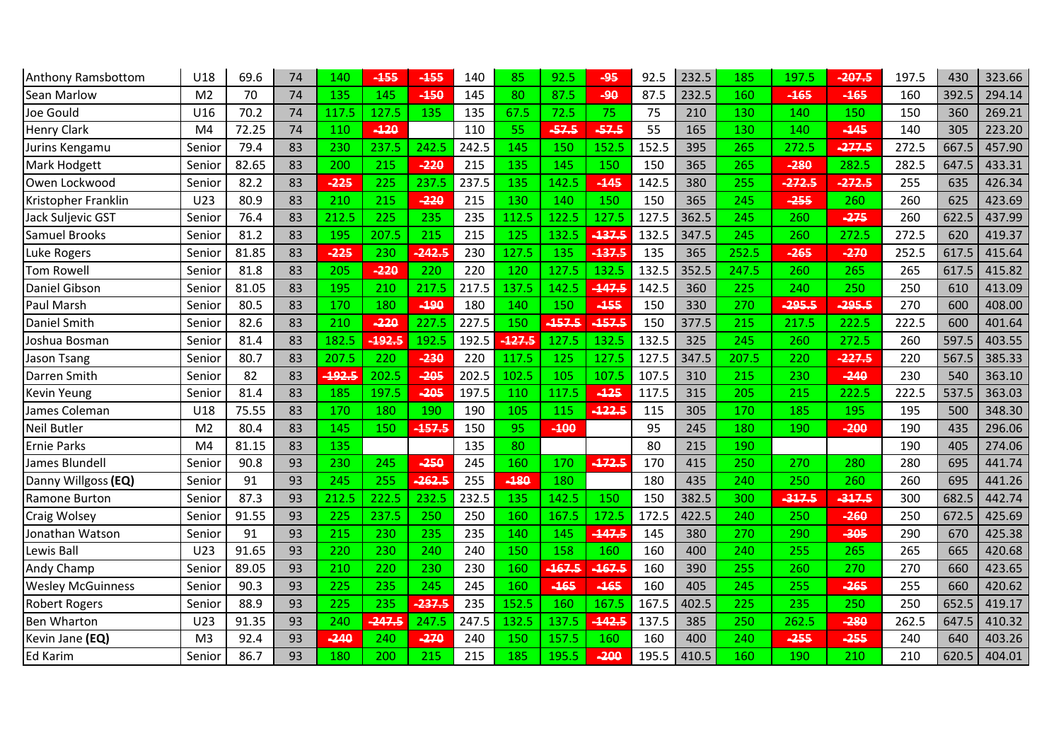| | | | | | | | | | | | | | | | | | | |
|---|---|---|---|---|---|---|---|---|---|---|---|---|---|---|---|---|---|---|
| Anthony Ramsbottom | U18 | 69.6 | 74 | 140 | ~~-155~~ | ~~-155~~ | 140 | 85 | 92.5 | ~~-95~~ | 92.5 | 232.5 | 185 | 197.5 | ~~-207.5~~ | 197.5 | 430 | 323.66 |
| Sean Marlow | M2 | 70 | 74 | 135 | 145 | ~~-150~~ | 145 | 80 | 87.5 | ~~-90~~ | 87.5 | 232.5 | 160 | ~~-165~~ | ~~-165~~ | 160 | 392.5 | 294.14 |
| Joe Gould | U16 | 70.2 | 74 | 117.5 | 127.5 | 135 | 135 | 67.5 | 72.5 | 75 | 75 | 210 | 130 | 140 | 150 | 150 | 360 | 269.21 |
| Henry Clark | M4 | 72.25 | 74 | 110 | ~~-120~~ | | 110 | 55 | ~~-57.5~~ | ~~-57.5~~ | 55 | 165 | 130 | 140 | ~~-145~~ | 140 | 305 | 223.20 |
| Jurins Kengamu | Senior | 79.4 | 83 | 230 | 237.5 | 242.5 | 242.5 | 145 | 150 | 152.5 | 152.5 | 395 | 265 | 272.5 | ~~-277.5~~ | 272.5 | 667.5 | 457.90 |
| Mark Hodgett | Senior | 82.65 | 83 | 200 | 215 | ~~-220~~ | 215 | 135 | 145 | 150 | 150 | 365 | 265 | ~~-280~~ | 282.5 | 282.5 | 647.5 | 433.31 |
| Owen Lockwood | Senior | 82.2 | 83 | ~~-225~~ | 225 | 237.5 | 237.5 | 135 | 142.5 | ~~-145~~ | 142.5 | 380 | 255 | ~~-272.5~~ | ~~-272.5~~ | 255 | 635 | 426.34 |
| Kristopher Franklin | U23 | 80.9 | 83 | 210 | 215 | ~~-220~~ | 215 | 130 | 140 | 150 | 150 | 365 | 245 | ~~-255~~ | 260 | 260 | 625 | 423.69 |
| Jack Suljevic GST | Senior | 76.4 | 83 | 212.5 | 225 | 235 | 235 | 112.5 | 122.5 | 127.5 | 127.5 | 362.5 | 245 | 260 | ~~-275~~ | 260 | 622.5 | 437.99 |
| Samuel Brooks | Senior | 81.2 | 83 | 195 | 207.5 | 215 | 215 | 125 | 132.5 | ~~-137.5~~ | 132.5 | 347.5 | 245 | 260 | 272.5 | 272.5 | 620 | 419.37 |
| Luke Rogers | Senior | 81.85 | 83 | ~~-225~~ | 230 | ~~-242.5~~ | 230 | 127.5 | 135 | ~~-137.5~~ | 135 | 365 | 252.5 | ~~-265~~ | ~~-270~~ | 252.5 | 617.5 | 415.64 |
| Tom Rowell | Senior | 81.8 | 83 | 205 | ~~-220~~ | 220 | 220 | 120 | 127.5 | 132.5 | 132.5 | 352.5 | 247.5 | 260 | 265 | 265 | 617.5 | 415.82 |
| Daniel Gibson | Senior | 81.05 | 83 | 195 | 210 | 217.5 | 217.5 | 137.5 | 142.5 | ~~-147.5~~ | 142.5 | 360 | 225 | 240 | 250 | 250 | 610 | 413.09 |
| Paul Marsh | Senior | 80.5 | 83 | 170 | 180 | ~~-190~~ | 180 | 140 | 150 | ~~-155~~ | 150 | 330 | 270 | ~~-295.5~~ | ~~-295.5~~ | 270 | 600 | 408.00 |
| Daniel Smith | Senior | 82.6 | 83 | 210 | ~~-220~~ | 227.5 | 227.5 | 150 | ~~-157.5~~ | ~~-157.5~~ | 150 | 377.5 | 215 | 217.5 | 222.5 | 222.5 | 600 | 401.64 |
| Joshua Bosman | Senior | 81.4 | 83 | 182.5 | ~~-192.5~~ | 192.5 | 192.5 | ~~-127.5~~ | 127.5 | 132.5 | 132.5 | 325 | 245 | 260 | 272.5 | 260 | 597.5 | 403.55 |
| Jason Tsang | Senior | 80.7 | 83 | 207.5 | 220 | ~~-230~~ | 220 | 117.5 | 125 | 127.5 | 127.5 | 347.5 | 207.5 | 220 | ~~-227.5~~ | 220 | 567.5 | 385.33 |
| Darren Smith | Senior | 82 | 83 | ~~-192.5~~ | 202.5 | ~~-205~~ | 202.5 | 102.5 | 105 | 107.5 | 107.5 | 310 | 215 | 230 | ~~-240~~ | 230 | 540 | 363.10 |
| Kevin Yeung | Senior | 81.4 | 83 | 185 | 197.5 | ~~-205~~ | 197.5 | 110 | 117.5 | ~~-125~~ | 117.5 | 315 | 205 | 215 | 222.5 | 222.5 | 537.5 | 363.03 |
| James Coleman | U18 | 75.55 | 83 | 170 | 180 | 190 | 190 | 105 | 115 | ~~-122.5~~ | 115 | 305 | 170 | 185 | 195 | 195 | 500 | 348.30 |
| Neil Butler | M2 | 80.4 | 83 | 145 | 150 | ~~-157.5~~ | 150 | 95 | ~~-100~~ | | 95 | 245 | 180 | 190 | ~~-200~~ | 190 | 435 | 296.06 |
| Ernie Parks | M4 | 81.15 | 83 | 135 | | | 135 | 80 | | | 80 | 215 | 190 | | | 190 | 405 | 274.06 |
| James Blundell | Senior | 90.8 | 93 | 230 | 245 | ~~-250~~ | 245 | 160 | 170 | ~~-172.5~~ | 170 | 415 | 250 | 270 | 280 | 280 | 695 | 441.74 |
| Danny Willgoss **(EQ)** | Senior | 91 | 93 | 245 | 255 | ~~-262.5~~ | 255 | ~~-180~~ | 180 | | 180 | 435 | 240 | 250 | 260 | 260 | 695 | 441.26 |
| Ramone Burton | Senior | 87.3 | 93 | 212.5 | 222.5 | 232.5 | 232.5 | 135 | 142.5 | 150 | 150 | 382.5 | 300 | ~~-317.5~~ | ~~-317.5~~ | 300 | 682.5 | 442.74 |
| Craig Wolsey | Senior | 91.55 | 93 | 225 | 237.5 | 250 | 250 | 160 | 167.5 | 172.5 | 172.5 | 422.5 | 240 | 250 | ~~-260~~ | 250 | 672.5 | 425.69 |
| Jonathan Watson | Senior | 91 | 93 | 215 | 230 | 235 | 235 | 140 | 145 | ~~-147.5~~ | 145 | 380 | 270 | 290 | ~~-305~~ | 290 | 670 | 425.38 |
| Lewis Ball | U23 | 91.65 | 93 | 220 | 230 | 240 | 240 | 150 | 158 | 160 | 160 | 400 | 240 | 255 | 265 | 265 | 665 | 420.68 |
| Andy Champ | Senior | 89.05 | 93 | 210 | 220 | 230 | 230 | 160 | ~~-167.5~~ | ~~-167.5~~ | 160 | 390 | 255 | 260 | 270 | 270 | 660 | 423.65 |
| Wesley McGuinness | Senior | 90.3 | 93 | 225 | 235 | 245 | 245 | 160 | ~~-165~~ | ~~-165~~ | 160 | 405 | 245 | 255 | ~~-265~~ | 255 | 660 | 420.62 |
| Robert Rogers | Senior | 88.9 | 93 | 225 | 235 | ~~-237.5~~ | 235 | 152.5 | 160 | 167.5 | 167.5 | 402.5 | 225 | 235 | 250 | 250 | 652.5 | 419.17 |
| Ben Wharton | U23 | 91.35 | 93 | 240 | ~~-247.5~~ | 247.5 | 247.5 | 132.5 | 137.5 | ~~-142.5~~ | 137.5 | 385 | 250 | 262.5 | ~~-280~~ | 262.5 | 647.5 | 410.32 |
| Kevin Jane **(EQ)** | M3 | 92.4 | 93 | ~~-240~~ | 240 | ~~-270~~ | 240 | 150 | 157.5 | 160 | 160 | 400 | 240 | ~~-255~~ | ~~-255~~ | 240 | 640 | 403.26 |
| Ed Karim | Senior | 86.7 | 93 | 180 | 200 | 215 | 215 | 185 | 195.5 | ~~-200~~ | 195.5 | 410.5 | 160 | 190 | 210 | 210 | 620.5 | 404.01 |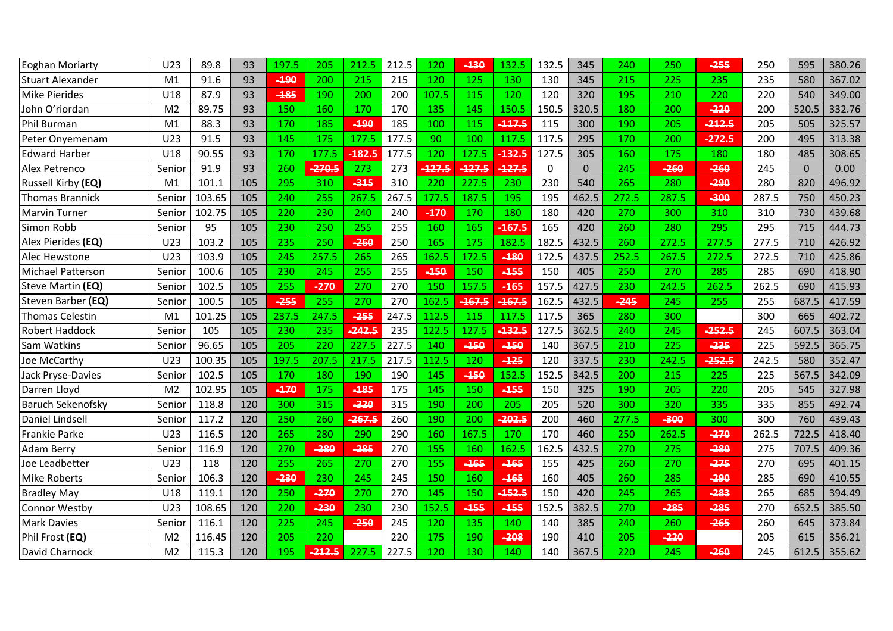| | | | | | | | | | | | | | | | | | | | |
|---|---|---|---|---|---|---|---|---|---|---|---|---|---|---|---|---|---|---|---|
| Eoghan Moriarty | U23 | 89.8 | 93 | 197.5 | 205 | 212.5 | 212.5 | 120 | -130 | 132.5 | 132.5 | 345 | 240 | 250 | -255 | 250 | 595 | 380.26 |
| Stuart Alexander | M1 | 91.6 | 93 | -190 | 200 | 215 | 215 | 120 | 125 | 130 | 130 | 345 | 215 | 225 | 235 | 235 | 580 | 367.02 |
| Mike Pierides | U18 | 87.9 | 93 | -185 | 190 | 200 | 200 | 107.5 | 115 | 120 | 120 | 320 | 195 | 210 | 220 | 220 | 540 | 349.00 |
| John O'riordan | M2 | 89.75 | 93 | 150 | 160 | 170 | 170 | 135 | 145 | 150.5 | 150.5 | 320.5 | 180 | 200 | -220 | 200 | 520.5 | 332.76 |
| Phil Burman | M1 | 88.3 | 93 | 170 | 185 | -190 | 185 | 100 | 115 | -117.5 | 115 | 300 | 190 | 205 | -212.5 | 205 | 505 | 325.57 |
| Peter Onyemenam | U23 | 91.5 | 93 | 145 | 175 | 177.5 | 177.5 | 90 | 100 | 117.5 | 117.5 | 295 | 170 | 200 | -272.5 | 200 | 495 | 313.38 |
| Edward Harber | U18 | 90.55 | 93 | 170 | 177.5 | -182.5 | 177.5 | 120 | 127.5 | -132.5 | 127.5 | 305 | 160 | 175 | 180 | 180 | 485 | 308.65 |
| Alex Petrenco | Senior | 91.9 | 93 | 260 | -270.5 | 273 | 273 | -127.5 | -127.5 | -127.5 | 0 | 0 | 245 | -260 | -260 | 245 | 0 | 0.00 |
| Russell Kirby **(EQ)** | M1 | 101.1 | 105 | 295 | 310 | -315 | 310 | 220 | 227.5 | 230 | 230 | 540 | 265 | 280 | -290 | 280 | 820 | 496.92 |
| Thomas Brannick | Senior | 103.65 | 105 | 240 | 255 | 267.5 | 267.5 | 177.5 | 187.5 | 195 | 195 | 462.5 | 272.5 | 287.5 | -300 | 287.5 | 750 | 450.23 |
| Marvin Turner | Senior | 102.75 | 105 | 220 | 230 | 240 | 240 | -170 | 170 | 180 | 180 | 420 | 270 | 300 | 310 | 310 | 730 | 439.68 |
| Simon Robb | Senior | 95 | 105 | 230 | 250 | 255 | 255 | 160 | 165 | -167.5 | 165 | 420 | 260 | 280 | 295 | 295 | 715 | 444.73 |
| Alex Pierides **(EQ)** | U23 | 103.2 | 105 | 235 | 250 | -260 | 250 | 165 | 175 | 182.5 | 182.5 | 432.5 | 260 | 272.5 | 277.5 | 277.5 | 710 | 426.92 |
| Alec Hewstone | U23 | 103.9 | 105 | 245 | 257.5 | 265 | 265 | 162.5 | 172.5 | -180 | 172.5 | 437.5 | 252.5 | 267.5 | 272.5 | 272.5 | 710 | 425.86 |
| Michael Patterson | Senior | 100.6 | 105 | 230 | 245 | 255 | 255 | -150 | 150 | -155 | 150 | 405 | 250 | 270 | 285 | 285 | 690 | 418.90 |
| Steve Martin **(EQ)** | Senior | 102.5 | 105 | 255 | -270 | 270 | 270 | 150 | 157.5 | -165 | 157.5 | 427.5 | 230 | 242.5 | 262.5 | 262.5 | 690 | 415.93 |
| Steven Barber **(EQ)** | Senior | 100.5 | 105 | -255 | 255 | 270 | 270 | 162.5 | -167.5 | -167.5 | 162.5 | 432.5 | -245 | 245 | 255 | 255 | 687.5 | 417.59 |
| Thomas Celestin | M1 | 101.25 | 105 | 237.5 | 247.5 | -255 | 247.5 | 112.5 | 115 | 117.5 | 117.5 | 365 | 280 | 300 | | 300 | 665 | 402.72 |
| Robert Haddock | Senior | 105 | 105 | 230 | 235 | -242.5 | 235 | 122.5 | 127.5 | -132.5 | 127.5 | 362.5 | 240 | 245 | -252.5 | 245 | 607.5 | 363.04 |
| Sam Watkins | Senior | 96.65 | 105 | 205 | 220 | 227.5 | 227.5 | 140 | -150 | -150 | 140 | 367.5 | 210 | 225 | -235 | 225 | 592.5 | 365.75 |
| Joe McCarthy | U23 | 100.35 | 105 | 197.5 | 207.5 | 217.5 | 217.5 | 112.5 | 120 | -125 | 120 | 337.5 | 230 | 242.5 | -252.5 | 242.5 | 580 | 352.47 |
| Jack Pryse-Davies | Senior | 102.5 | 105 | 170 | 180 | 190 | 190 | 145 | -150 | 152.5 | 152.5 | 342.5 | 200 | 215 | 225 | 225 | 567.5 | 342.09 |
| Darren Lloyd | M2 | 102.95 | 105 | -170 | 175 | -185 | 175 | 145 | 150 | -155 | 150 | 325 | 190 | 205 | 220 | 205 | 545 | 327.98 |
| Baruch Sekenofsky | Senior | 118.8 | 120 | 300 | 315 | -320 | 315 | 190 | 200 | 205 | 205 | 520 | 300 | 320 | 335 | 335 | 855 | 492.74 |
| Daniel Lindsell | Senior | 117.2 | 120 | 250 | 260 | -267.5 | 260 | 190 | 200 | -202.5 | 200 | 460 | 277.5 | -300 | 300 | 300 | 760 | 439.43 |
| Frankie Parke | U23 | 116.5 | 120 | 265 | 280 | 290 | 290 | 160 | 167.5 | 170 | 170 | 460 | 250 | 262.5 | -270 | 262.5 | 722.5 | 418.40 |
| Adam Berry | Senior | 116.9 | 120 | 270 | -280 | -285 | 270 | 155 | 160 | 162.5 | 162.5 | 432.5 | 270 | 275 | -280 | 275 | 707.5 | 409.36 |
| Joe Leadbetter | U23 | 118 | 120 | 255 | 265 | 270 | 270 | 155 | -165 | -165 | 155 | 425 | 260 | 270 | -275 | 270 | 695 | 401.15 |
| Mike Roberts | Senior | 106.3 | 120 | -230 | 230 | 245 | 245 | 150 | 160 | -165 | 160 | 405 | 260 | 285 | -290 | 285 | 690 | 410.55 |
| Bradley May | U18 | 119.1 | 120 | 250 | -270 | 270 | 270 | 145 | 150 | -152.5 | 150 | 420 | 245 | 265 | -283 | 265 | 685 | 394.49 |
| Connor Westby | U23 | 108.65 | 120 | 220 | -230 | 230 | 230 | 152.5 | -155 | -155 | 152.5 | 382.5 | 270 | -285 | -285 | 270 | 652.5 | 385.50 |
| Mark Davies | Senior | 116.1 | 120 | 225 | 245 | -250 | 245 | 120 | 135 | 140 | 140 | 385 | 240 | 260 | -265 | 260 | 645 | 373.84 |
| Phil Frost **(EQ)** | M2 | 116.45 | 120 | 205 | 220 | | 220 | 175 | 190 | -208 | 190 | 410 | 205 | -220 | | 205 | 615 | 356.21 |
| David Charnock | M2 | 115.3 | 120 | 195 | -212.5 | 227.5 | 227.5 | 120 | 130 | 140 | 140 | 367.5 | 220 | 245 | -260 | 245 | 612.5 | 355.62 |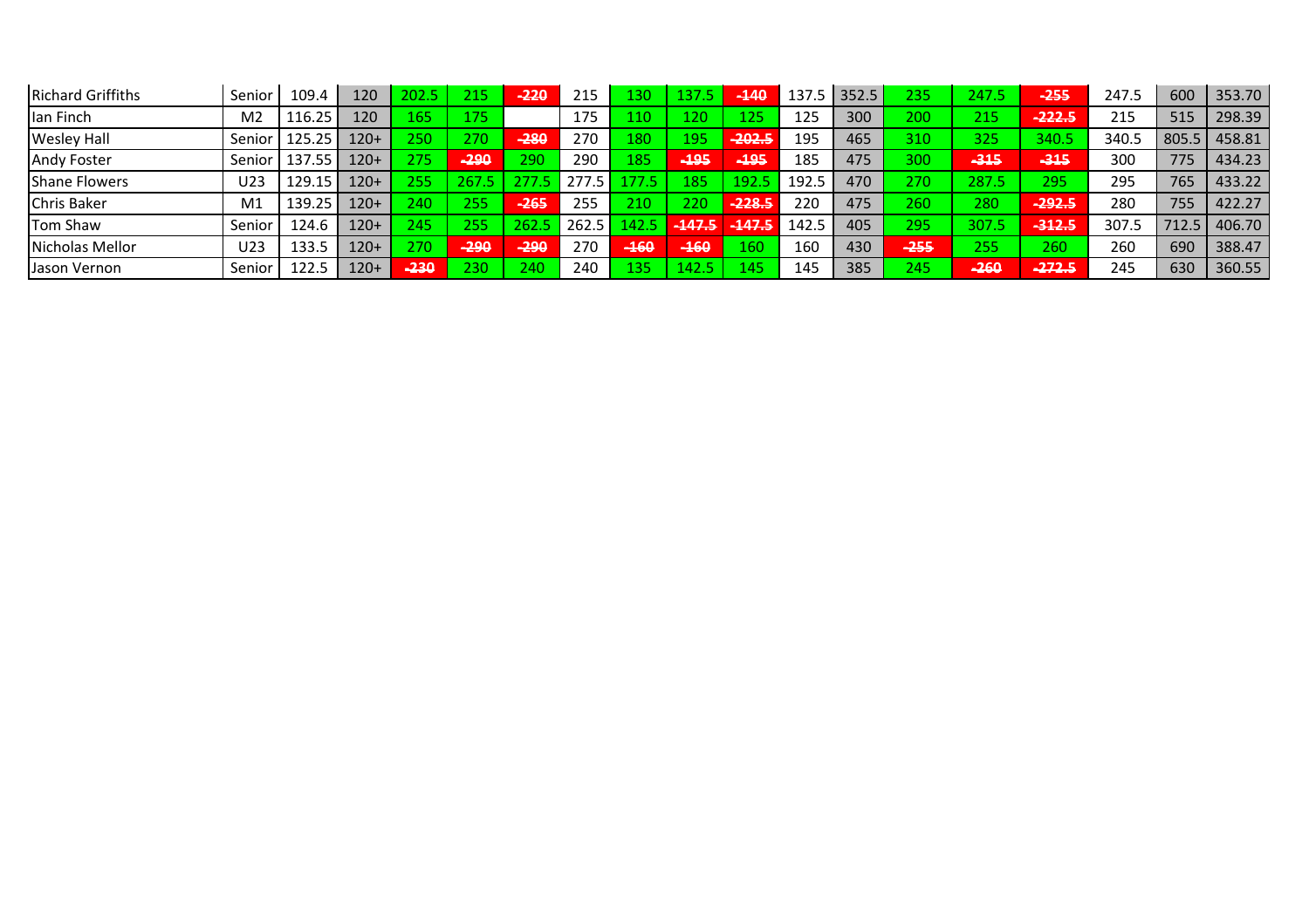| | | | | | | | | | | | | | | | | | | |
|---|---|---|---|---|---|---|---|---|---|---|---|---|---|---|---|---|---|---|
| Richard Griffiths | Senior | 109.4 | 120 | 202.5 | 215 | -220 | 215 | 130 | 137.5 | -140 | 137.5 | 352.5 | 235 | 247.5 | -255 | 247.5 | 600 | 353.70 |
| Ian Finch | M2 | 116.25 | 120 | 165 | 175 | | 175 | 110 | 120 | 125 | 125 | 300 | 200 | 215 | -222.5 | 215 | 515 | 298.39 |
| Wesley Hall | Senior | 125.25 | 120+ | 250 | 270 | -280 | 270 | 180 | 195 | -202.5 | 195 | 465 | 310 | 325 | 340.5 | 340.5 | 805.5 | 458.81 |
| Andy Foster | Senior | 137.55 | 120+ | 275 | -290 | 290 | 290 | 185 | -195 | -195 | 185 | 475 | 300 | -315 | -315 | 300 | 775 | 434.23 |
| Shane Flowers | U23 | 129.15 | 120+ | 255 | 267.5 | 277.5 | 277.5 | 177.5 | 185 | 192.5 | 192.5 | 470 | 270 | 287.5 | 295 | 295 | 765 | 433.22 |
| Chris Baker | M1 | 139.25 | 120+ | 240 | 255 | -265 | 255 | 210 | 220 | -228.5 | 220 | 475 | 260 | 280 | -292.5 | 280 | 755 | 422.27 |
| Tom Shaw | Senior | 124.6 | 120+ | 245 | 255 | 262.5 | 262.5 | 142.5 | -147.5 | -147.5 | 142.5 | 405 | 295 | 307.5 | -312.5 | 307.5 | 712.5 | 406.70 |
| Nicholas Mellor | U23 | 133.5 | 120+ | 270 | -290 | -290 | 270 | -160 | -160 | 160 | 160 | 430 | -255 | 255 | 260 | 260 | 690 | 388.47 |
| Jason Vernon | Senior | 122.5 | 120+ | -230 | 230 | 240 | 240 | 135 | 142.5 | 145 | 145 | 385 | 245 | -260 | -272.5 | 245 | 630 | 360.55 |